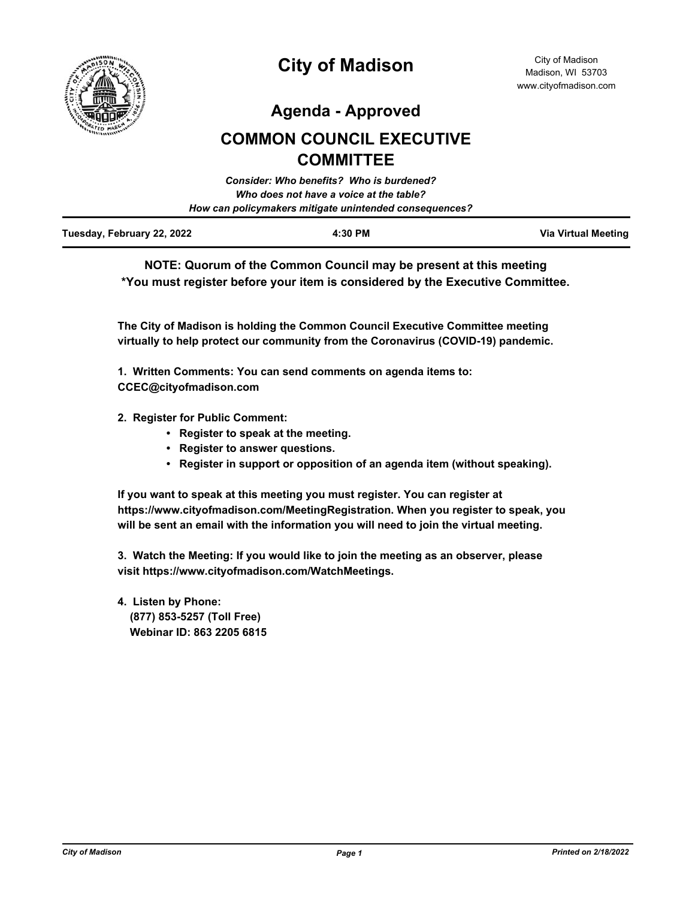# City of Madison

City of Madison
Madison, WI 53703
www.cityofmadison.com

## Agenda - Approved

## COMMON COUNCIL EXECUTIVE COMMITTEE

*Consider: Who benefits? Who is burdened?*
*Who does not have a voice at the table?*
*How can policymakers mitigate unintended consequences?*

| Tuesday, February 22, 2022 | 4:30 PM | Via Virtual Meeting |
|---|---|---|

**NOTE: Quorum of the Common Council may be present at this meeting**
**\*You must register before your item is considered by the Executive Committee.**

**The City of Madison is holding the Common Council Executive Committee meeting virtually to help protect our community from the Coronavirus (COVID-19) pandemic.**

**1. Written Comments: You can send comments on agenda items to: CCEC@cityofmadison.com**

**2. Register for Public Comment:**
- **Register to speak at the meeting.**
- **Register to answer questions.**
- **Register in support or opposition of an agenda item (without speaking).**

**If you want to speak at this meeting you must register. You can register at https://www.cityofmadison.com/MeetingRegistration. When you register to speak, you will be sent an email with the information you will need to join the virtual meeting.**

**3. Watch the Meeting: If you would like to join the meeting as an observer, please visit https://www.cityofmadison.com/WatchMeetings.**

**4. Listen by Phone:**
**(877) 853-5257 (Toll Free)**
**Webinar ID: 863 2205 6815**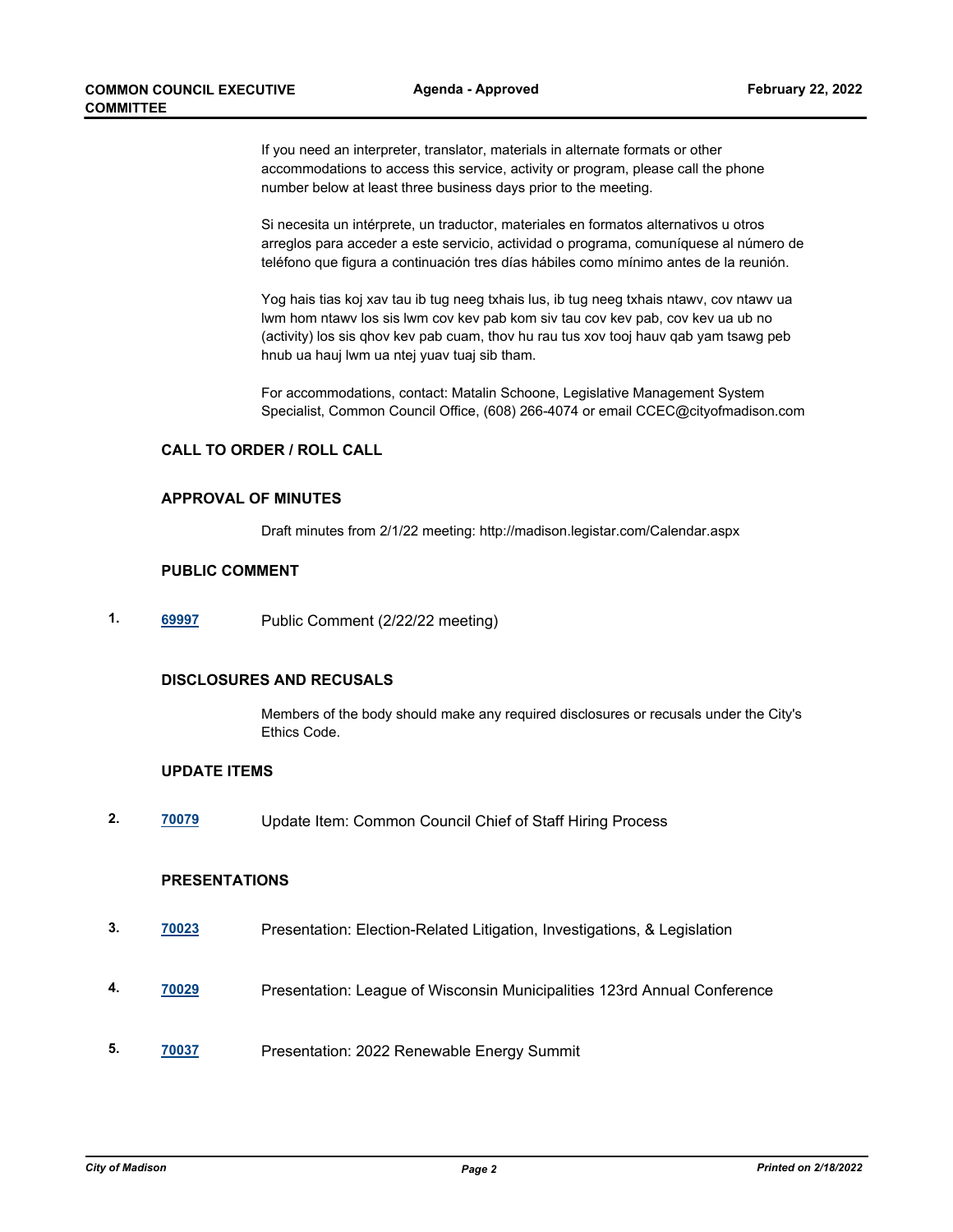If you need an interpreter, translator, materials in alternate formats or other accommodations to access this service, activity or program, please call the phone number below at least three business days prior to the meeting.

Si necesita un intérprete, un traductor, materiales en formatos alternativos u otros arreglos para acceder a este servicio, actividad o programa, comuníquese al número de teléfono que figura a continuación tres días hábiles como mínimo antes de la reunión.

Yog hais tias koj xav tau ib tug neeg txhais lus, ib tug neeg txhais ntawv, cov ntawv ua lwm hom ntawv los sis lwm cov kev pab kom siv tau cov kev pab, cov kev ua ub no (activity) los sis qhov kev pab cuam, thov hu rau tus xov tooj hauv qab yam tsawg peb hnub ua hauj lwm ua ntej yuav tuaj sib tham.

For accommodations, contact: Matalin Schoone, Legislative Management System Specialist, Common Council Office, (608) 266-4074 or email CCEC@cityofmadison.com

## CALL TO ORDER / ROLL CALL

## APPROVAL OF MINUTES

Draft minutes from 2/1/22 meeting: http://madison.legistar.com/Calendar.aspx

## PUBLIC COMMENT

1. **69997** Public Comment (2/22/22 meeting)

## DISCLOSURES AND RECUSALS

Members of the body should make any required disclosures or recusals under the City's Ethics Code.

## UPDATE ITEMS

2. **70079** Update Item: Common Council Chief of Staff Hiring Process

## PRESENTATIONS

3. **70023** Presentation: Election-Related Litigation, Investigations, & Legislation

4. **70029** Presentation: League of Wisconsin Municipalities 123rd Annual Conference

5. **70037** Presentation: 2022 Renewable Energy Summit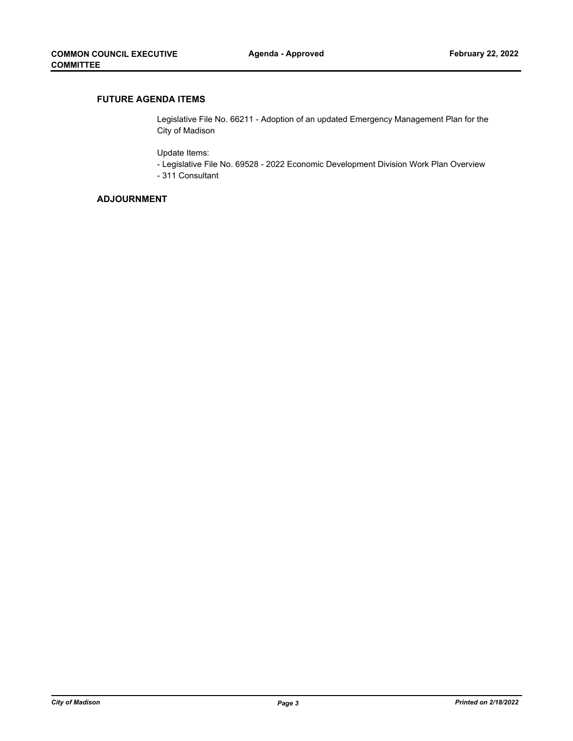## FUTURE AGENDA ITEMS

Legislative File No. 66211 - Adoption of an updated Emergency Management Plan for the City of Madison

Update Items:
- Legislative File No. 69528 - 2022 Economic Development Division Work Plan Overview
- 311 Consultant

## ADJOURNMENT